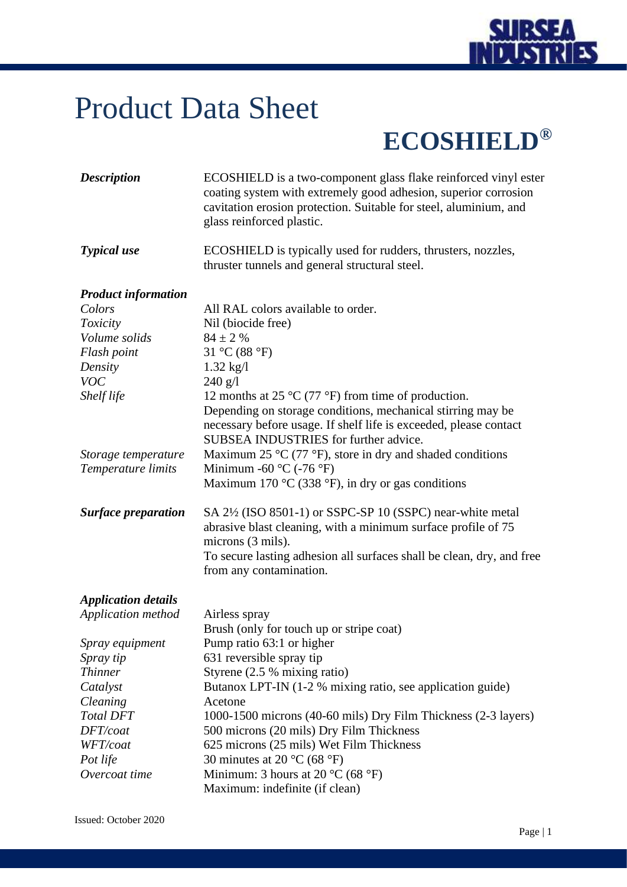# Product Data Sheet

## ECOSHIELD®

| | |
|---|---|
| ***Description*** | ECOSHIELD is a two-component glass flake reinforced vinyl ester coating system with extremely good adhesion, superior corrosion cavitation erosion protection. Suitable for steel, aluminium, and glass reinforced plastic. |
| ***Typical use*** | ECOSHIELD is typically used for rudders, thrusters, nozzles, thruster tunnels and general structural steel. |
| ***Product information*** | |
| *Colors* | All RAL colors available to order. |
| *Toxicity* | Nil (biocide free) |
| *Volume solids* | 84 ± 2 % |
| *Flash point* | 31 °C (88 °F) |
| *Density* | 1.32 kg/l |
| *VOC* | 240 g/l |
| *Shelf life* | 12 months at 25 °C (77 °F) from time of production. Depending on storage conditions, mechanical stirring may be necessary before usage. If shelf life is exceeded, please contact SUBSEA INDUSTRIES for further advice. |
| *Storage temperature* | Maximum 25 °C (77 °F), store in dry and shaded conditions |
| *Temperature limits* | Minimum -60 °C (-76 °F)<br>Maximum 170 °C (338 °F), in dry or gas conditions |
| ***Surface preparation*** | SA 2½ (ISO 8501-1) or SSPC-SP 10 (SSPC) near-white metal abrasive blast cleaning, with a minimum surface profile of 75 microns (3 mils).<br>To secure lasting adhesion all surfaces shall be clean, dry, and free from any contamination. |
| ***Application details*** | |
| *Application method* | Airless spray<br>Brush (only for touch up or stripe coat) |
| *Spray equipment* | Pump ratio 63:1 or higher |
| *Spray tip* | 631 reversible spray tip |
| *Thinner* | Styrene (2.5 % mixing ratio) |
| *Catalyst* | Butanox LPT-IN (1-2 % mixing ratio, see application guide) |
| *Cleaning* | Acetone |
| *Total DFT* | 1000-1500 microns (40-60 mils) Dry Film Thickness (2-3 layers) |
| *DFT/coat* | 500 microns (20 mils) Dry Film Thickness |
| *WFT/coat* | 625 microns (25 mils) Wet Film Thickness |
| *Pot life* | 30 minutes at 20 °C (68 °F) |
| *Overcoat time* | Minimum: 3 hours at 20 °C (68 °F)<br>Maximum: indefinite (if clean) |

Issued: October 2020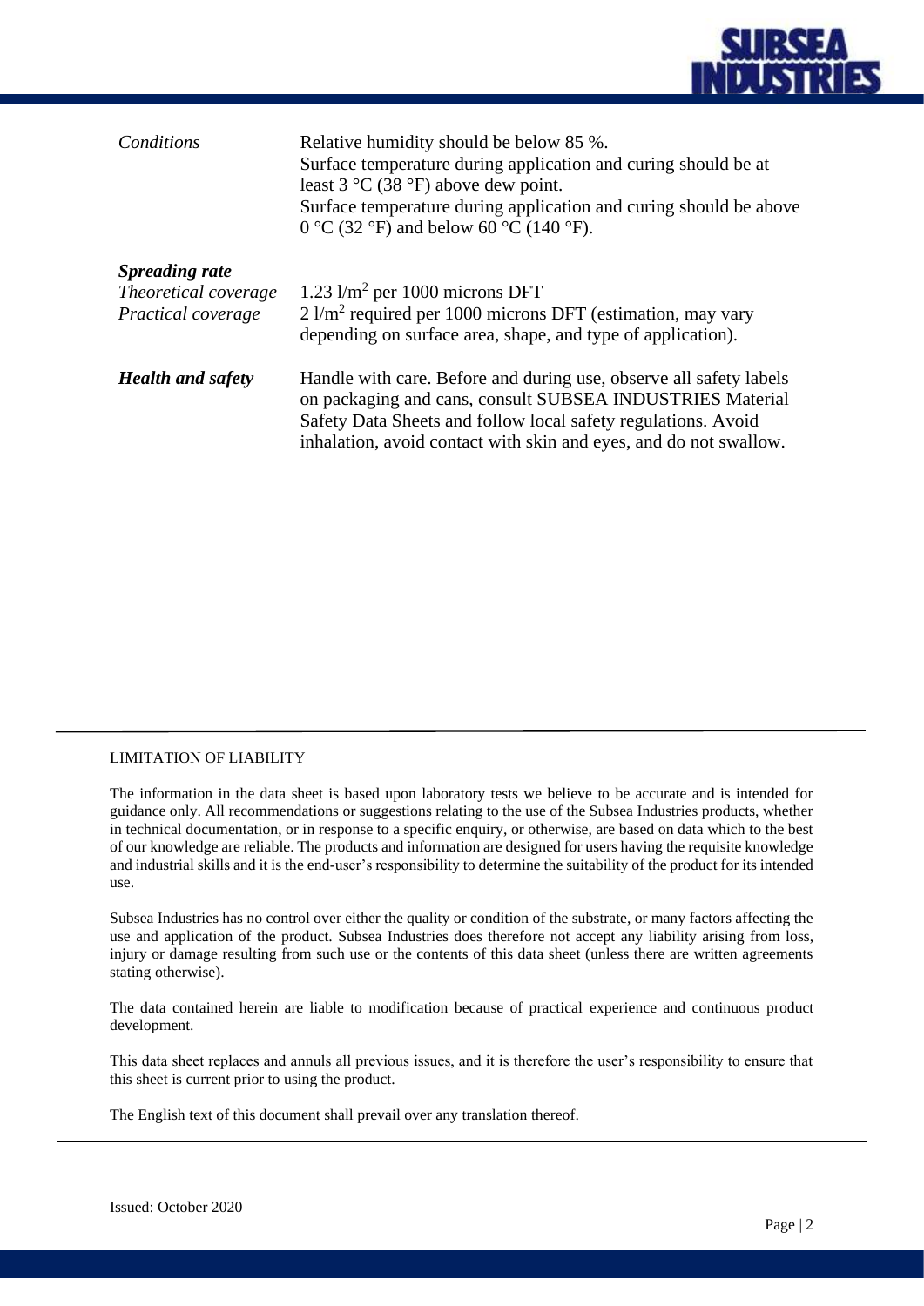| | |
|---|---|
| *Conditions* | Relative humidity should be below 85 %.<br>Surface temperature during application and curing should be at least 3 °C (38 °F) above dew point.<br>Surface temperature during application and curing should be above 0 °C (32 °F) and below 60 °C (140 °F). |
| ***Spreading rate*** | |
| *Theoretical coverage* | 1.23 l/m$^2$ per 1000 microns DFT |
| *Practical coverage* | 2 l/m$^2$ required per 1000 microns DFT (estimation, may vary depending on surface area, shape, and type of application). |
| ***Health and safety*** | Handle with care. Before and during use, observe all safety labels on packaging and cans, consult SUBSEA INDUSTRIES Material Safety Data Sheets and follow local safety regulations. Avoid inhalation, avoid contact with skin and eyes, and do not swallow. |

---

LIMITATION OF LIABILITY

The information in the data sheet is based upon laboratory tests we believe to be accurate and is intended for guidance only. All recommendations or suggestions relating to the use of the Subsea Industries products, whether in technical documentation, or in response to a specific enquiry, or otherwise, are based on data which to the best of our knowledge are reliable. The products and information are designed for users having the requisite knowledge and industrial skills and it is the end-user's responsibility to determine the suitability of the product for its intended use.

Subsea Industries has no control over either the quality or condition of the substrate, or many factors affecting the use and application of the product. Subsea Industries does therefore not accept any liability arising from loss, injury or damage resulting from such use or the contents of this data sheet (unless there are written agreements stating otherwise).

The data contained herein are liable to modification because of practical experience and continuous product development.

This data sheet replaces and annuls all previous issues, and it is therefore the user's responsibility to ensure that this sheet is current prior to using the product.

The English text of this document shall prevail over any translation thereof.

---

Issued: October 2020